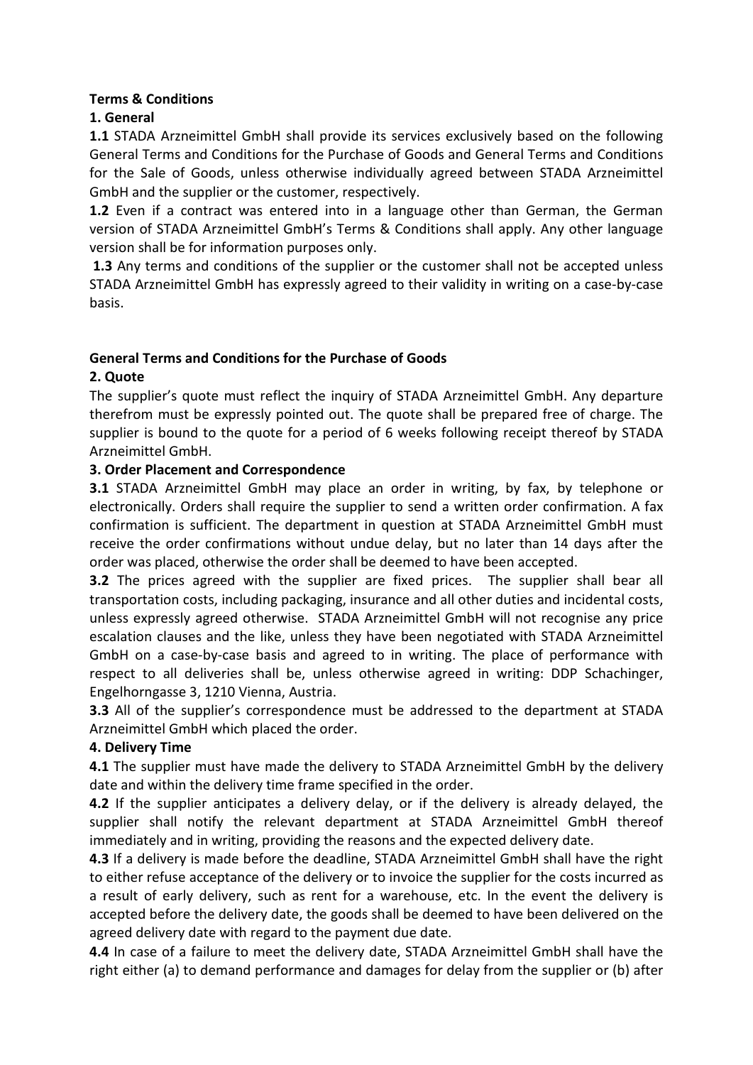**Terms & Conditions**

**1. General**

**1.1** STADA Arzneimittel GmbH shall provide its services exclusively based on the following General Terms and Conditions for the Purchase of Goods and General Terms and Conditions for the Sale of Goods, unless otherwise individually agreed between STADA Arzneimittel GmbH and the supplier or the customer, respectively.

**1.2** Even if a contract was entered into in a language other than German, the German version of STADA Arzneimittel GmbH's Terms & Conditions shall apply. Any other language version shall be for information purposes only.

**1.3** Any terms and conditions of the supplier or the customer shall not be accepted unless STADA Arzneimittel GmbH has expressly agreed to their validity in writing on a case-by-case basis.

**General Terms and Conditions for the Purchase of Goods**

**2. Quote**

The supplier's quote must reflect the inquiry of STADA Arzneimittel GmbH. Any departure therefrom must be expressly pointed out. The quote shall be prepared free of charge. The supplier is bound to the quote for a period of 6 weeks following receipt thereof by STADA Arzneimittel GmbH.

**3. Order Placement and Correspondence**

**3.1** STADA Arzneimittel GmbH may place an order in writing, by fax, by telephone or electronically. Orders shall require the supplier to send a written order confirmation. A fax confirmation is sufficient. The department in question at STADA Arzneimittel GmbH must receive the order confirmations without undue delay, but no later than 14 days after the order was placed, otherwise the order shall be deemed to have been accepted.

**3.2** The prices agreed with the supplier are fixed prices. The supplier shall bear all transportation costs, including packaging, insurance and all other duties and incidental costs, unless expressly agreed otherwise. STADA Arzneimittel GmbH will not recognise any price escalation clauses and the like, unless they have been negotiated with STADA Arzneimittel GmbH on a case-by-case basis and agreed to in writing. The place of performance with respect to all deliveries shall be, unless otherwise agreed in writing: DDP Schachinger, Engelhorngasse 3, 1210 Vienna, Austria.

**3.3** All of the supplier's correspondence must be addressed to the department at STADA Arzneimittel GmbH which placed the order.

**4. Delivery Time**

**4.1** The supplier must have made the delivery to STADA Arzneimittel GmbH by the delivery date and within the delivery time frame specified in the order.

**4.2** If the supplier anticipates a delivery delay, or if the delivery is already delayed, the supplier shall notify the relevant department at STADA Arzneimittel GmbH thereof immediately and in writing, providing the reasons and the expected delivery date.

**4.3** If a delivery is made before the deadline, STADA Arzneimittel GmbH shall have the right to either refuse acceptance of the delivery or to invoice the supplier for the costs incurred as a result of early delivery, such as rent for a warehouse, etc. In the event the delivery is accepted before the delivery date, the goods shall be deemed to have been delivered on the agreed delivery date with regard to the payment due date.

**4.4** In case of a failure to meet the delivery date, STADA Arzneimittel GmbH shall have the right either (a) to demand performance and damages for delay from the supplier or (b) after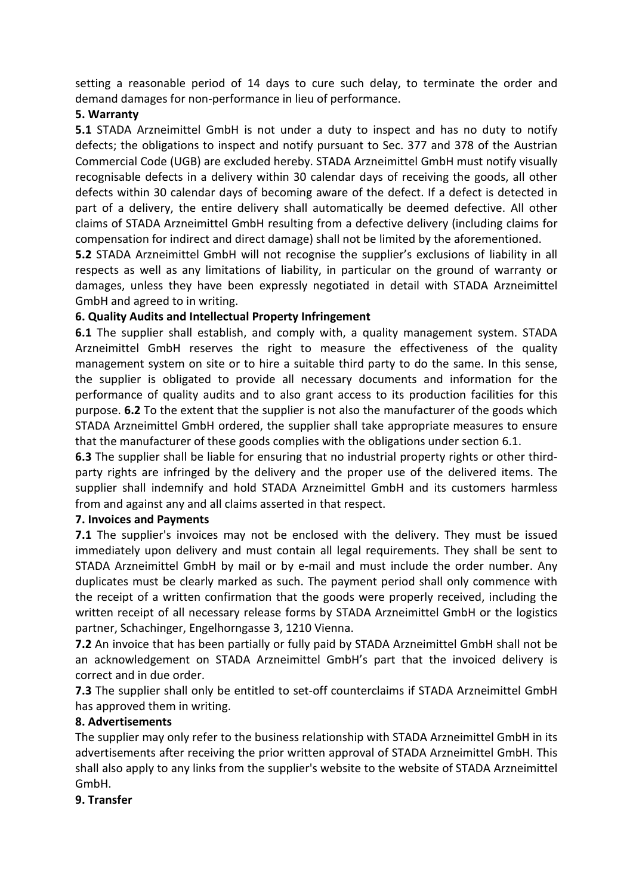setting a reasonable period of 14 days to cure such delay, to terminate the order and demand damages for non-performance in lieu of performance.

**5. Warranty**

**5.1** STADA Arzneimittel GmbH is not under a duty to inspect and has no duty to notify defects; the obligations to inspect and notify pursuant to Sec. 377 and 378 of the Austrian Commercial Code (UGB) are excluded hereby. STADA Arzneimittel GmbH must notify visually recognisable defects in a delivery within 30 calendar days of receiving the goods, all other defects within 30 calendar days of becoming aware of the defect. If a defect is detected in part of a delivery, the entire delivery shall automatically be deemed defective. All other claims of STADA Arzneimittel GmbH resulting from a defective delivery (including claims for compensation for indirect and direct damage) shall not be limited by the aforementioned.

**5.2** STADA Arzneimittel GmbH will not recognise the supplier's exclusions of liability in all respects as well as any limitations of liability, in particular on the ground of warranty or damages, unless they have been expressly negotiated in detail with STADA Arzneimittel GmbH and agreed to in writing.

**6. Quality Audits and Intellectual Property Infringement**

**6.1** The supplier shall establish, and comply with, a quality management system. STADA Arzneimittel GmbH reserves the right to measure the effectiveness of the quality management system on site or to hire a suitable third party to do the same. In this sense, the supplier is obligated to provide all necessary documents and information for the performance of quality audits and to also grant access to its production facilities for this purpose. **6.2** To the extent that the supplier is not also the manufacturer of the goods which STADA Arzneimittel GmbH ordered, the supplier shall take appropriate measures to ensure that the manufacturer of these goods complies with the obligations under section 6.1.

**6.3** The supplier shall be liable for ensuring that no industrial property rights or other third-party rights are infringed by the delivery and the proper use of the delivered items. The supplier shall indemnify and hold STADA Arzneimittel GmbH and its customers harmless from and against any and all claims asserted in that respect.

**7. Invoices and Payments**

**7.1** The supplier's invoices may not be enclosed with the delivery. They must be issued immediately upon delivery and must contain all legal requirements. They shall be sent to STADA Arzneimittel GmbH by mail or by e-mail and must include the order number. Any duplicates must be clearly marked as such. The payment period shall only commence with the receipt of a written confirmation that the goods were properly received, including the written receipt of all necessary release forms by STADA Arzneimittel GmbH or the logistics partner, Schachinger, Engelhorngasse 3, 1210 Vienna.

**7.2** An invoice that has been partially or fully paid by STADA Arzneimittel GmbH shall not be an acknowledgement on STADA Arzneimittel GmbH's part that the invoiced delivery is correct and in due order.

**7.3** The supplier shall only be entitled to set-off counterclaims if STADA Arzneimittel GmbH has approved them in writing.

**8. Advertisements**

The supplier may only refer to the business relationship with STADA Arzneimittel GmbH in its advertisements after receiving the prior written approval of STADA Arzneimittel GmbH. This shall also apply to any links from the supplier's website to the website of STADA Arzneimittel GmbH.

**9. Transfer**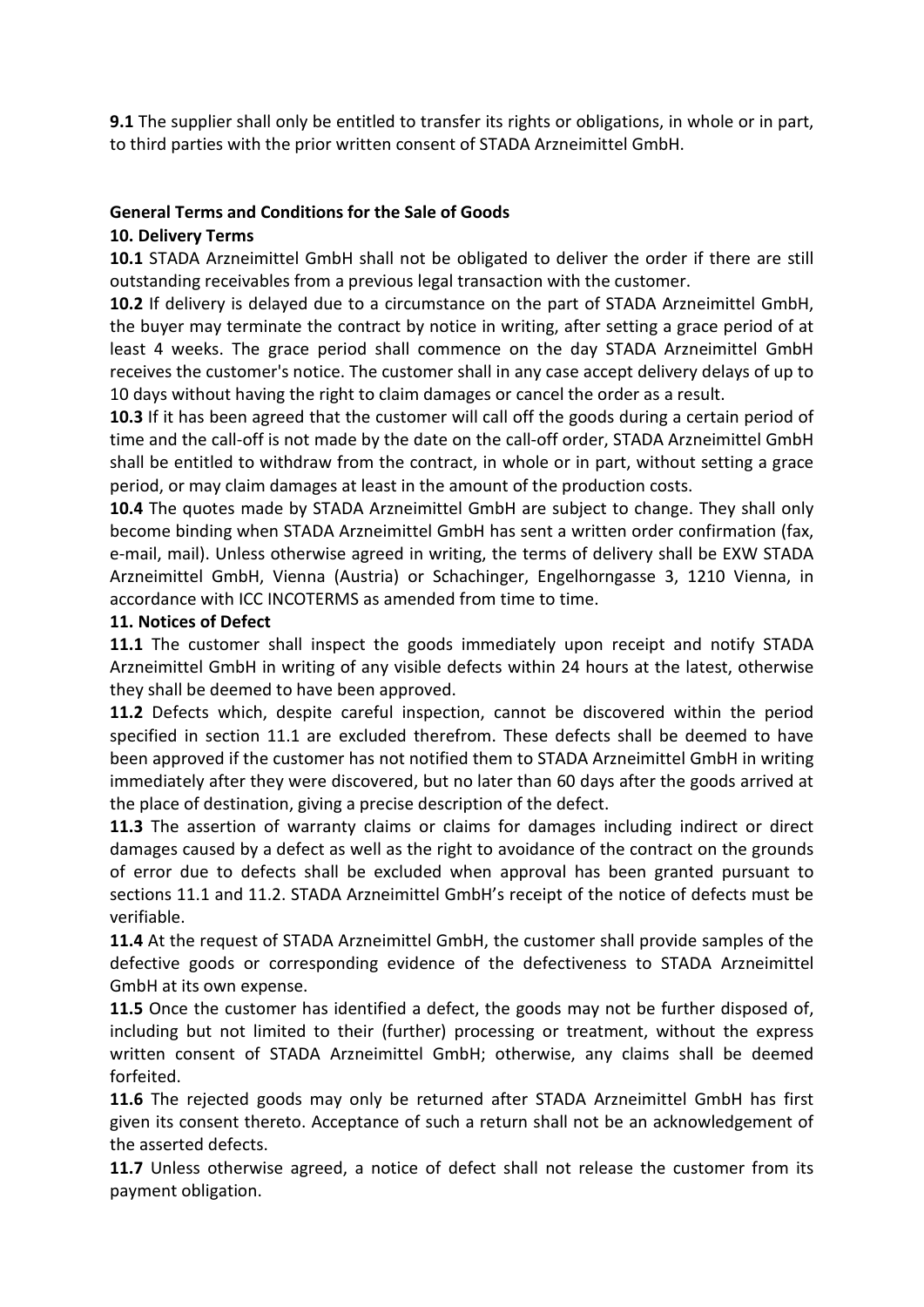**9.1** The supplier shall only be entitled to transfer its rights or obligations, in whole or in part, to third parties with the prior written consent of STADA Arzneimittel GmbH.

## General Terms and Conditions for the Sale of Goods

### 10. Delivery Terms

**10.1** STADA Arzneimittel GmbH shall not be obligated to deliver the order if there are still outstanding receivables from a previous legal transaction with the customer.

**10.2** If delivery is delayed due to a circumstance on the part of STADA Arzneimittel GmbH, the buyer may terminate the contract by notice in writing, after setting a grace period of at least 4 weeks. The grace period shall commence on the day STADA Arzneimittel GmbH receives the customer's notice. The customer shall in any case accept delivery delays of up to 10 days without having the right to claim damages or cancel the order as a result.

**10.3** If it has been agreed that the customer will call off the goods during a certain period of time and the call-off is not made by the date on the call-off order, STADA Arzneimittel GmbH shall be entitled to withdraw from the contract, in whole or in part, without setting a grace period, or may claim damages at least in the amount of the production costs.

**10.4** The quotes made by STADA Arzneimittel GmbH are subject to change. They shall only become binding when STADA Arzneimittel GmbH has sent a written order confirmation (fax, e-mail, mail). Unless otherwise agreed in writing, the terms of delivery shall be EXW STADA Arzneimittel GmbH, Vienna (Austria) or Schachinger, Engelhorngasse 3, 1210 Vienna, in accordance with ICC INCOTERMS as amended from time to time.

### 11. Notices of Defect

**11.1** The customer shall inspect the goods immediately upon receipt and notify STADA Arzneimittel GmbH in writing of any visible defects within 24 hours at the latest, otherwise they shall be deemed to have been approved.

**11.2** Defects which, despite careful inspection, cannot be discovered within the period specified in section 11.1 are excluded therefrom. These defects shall be deemed to have been approved if the customer has not notified them to STADA Arzneimittel GmbH in writing immediately after they were discovered, but no later than 60 days after the goods arrived at the place of destination, giving a precise description of the defect.

**11.3** The assertion of warranty claims or claims for damages including indirect or direct damages caused by a defect as well as the right to avoidance of the contract on the grounds of error due to defects shall be excluded when approval has been granted pursuant to sections 11.1 and 11.2. STADA Arzneimittel GmbH's receipt of the notice of defects must be verifiable.

**11.4** At the request of STADA Arzneimittel GmbH, the customer shall provide samples of the defective goods or corresponding evidence of the defectiveness to STADA Arzneimittel GmbH at its own expense.

**11.5** Once the customer has identified a defect, the goods may not be further disposed of, including but not limited to their (further) processing or treatment, without the express written consent of STADA Arzneimittel GmbH; otherwise, any claims shall be deemed forfeited.

**11.6** The rejected goods may only be returned after STADA Arzneimittel GmbH has first given its consent thereto. Acceptance of such a return shall not be an acknowledgement of the asserted defects.

**11.7** Unless otherwise agreed, a notice of defect shall not release the customer from its payment obligation.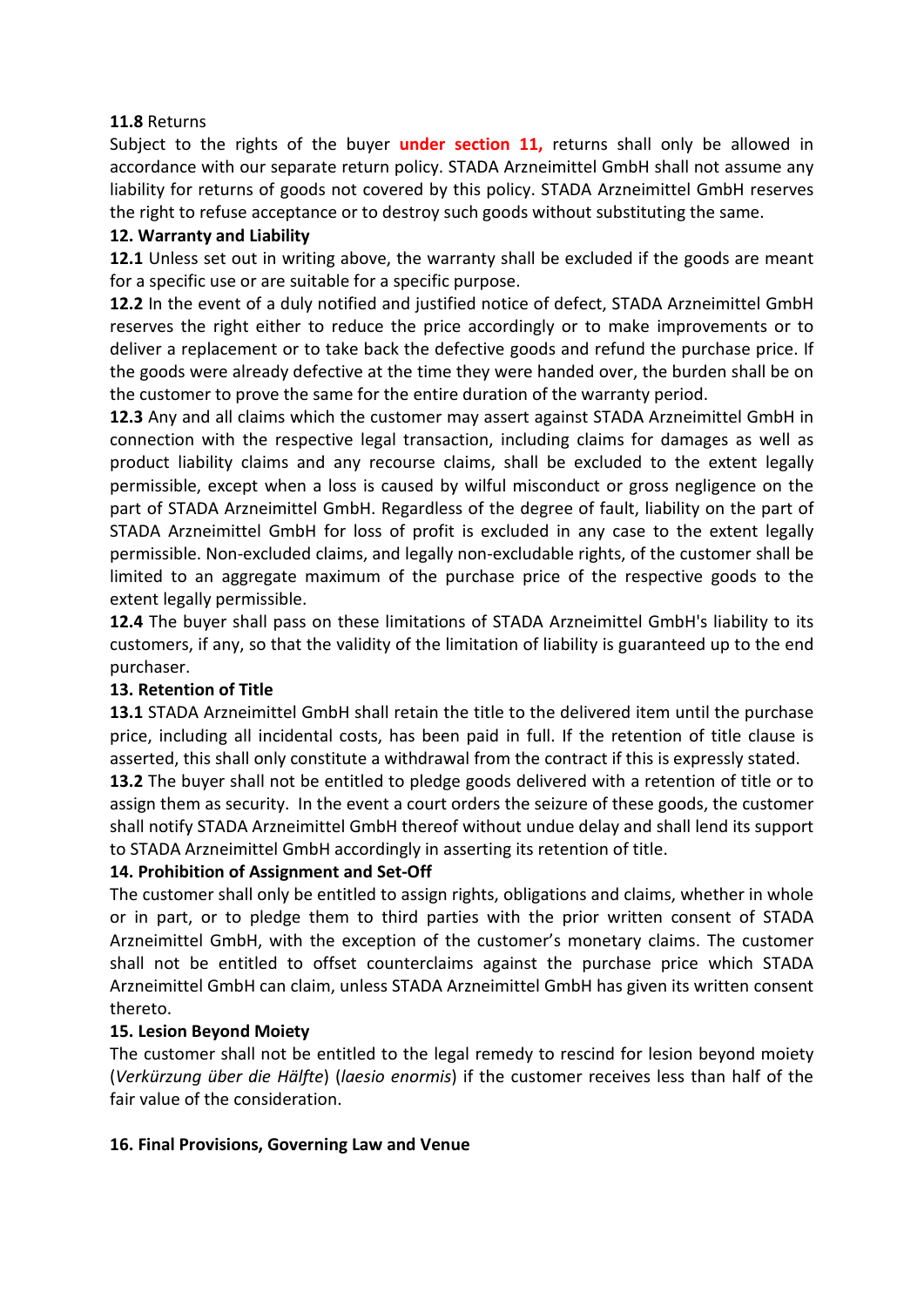**11.8** Returns

Subject to the rights of the buyer **under section 11,** returns shall only be allowed in accordance with our separate return policy. STADA Arzneimittel GmbH shall not assume any liability for returns of goods not covered by this policy. STADA Arzneimittel GmbH reserves the right to refuse acceptance or to destroy such goods without substituting the same.

### 12. Warranty and Liability

**12.1** Unless set out in writing above, the warranty shall be excluded if the goods are meant for a specific use or are suitable for a specific purpose.

**12.2** In the event of a duly notified and justified notice of defect, STADA Arzneimittel GmbH reserves the right either to reduce the price accordingly or to make improvements or to deliver a replacement or to take back the defective goods and refund the purchase price. If the goods were already defective at the time they were handed over, the burden shall be on the customer to prove the same for the entire duration of the warranty period.

**12.3** Any and all claims which the customer may assert against STADA Arzneimittel GmbH in connection with the respective legal transaction, including claims for damages as well as product liability claims and any recourse claims, shall be excluded to the extent legally permissible, except when a loss is caused by wilful misconduct or gross negligence on the part of STADA Arzneimittel GmbH. Regardless of the degree of fault, liability on the part of STADA Arzneimittel GmbH for loss of profit is excluded in any case to the extent legally permissible. Non-excluded claims, and legally non-excludable rights, of the customer shall be limited to an aggregate maximum of the purchase price of the respective goods to the extent legally permissible.

**12.4** The buyer shall pass on these limitations of STADA Arzneimittel GmbH's liability to its customers, if any, so that the validity of the limitation of liability is guaranteed up to the end purchaser.

### 13. Retention of Title

**13.1** STADA Arzneimittel GmbH shall retain the title to the delivered item until the purchase price, including all incidental costs, has been paid in full. If the retention of title clause is asserted, this shall only constitute a withdrawal from the contract if this is expressly stated.

**13.2** The buyer shall not be entitled to pledge goods delivered with a retention of title or to assign them as security. In the event a court orders the seizure of these goods, the customer shall notify STADA Arzneimittel GmbH thereof without undue delay and shall lend its support to STADA Arzneimittel GmbH accordingly in asserting its retention of title.

### 14. Prohibition of Assignment and Set-Off

The customer shall only be entitled to assign rights, obligations and claims, whether in whole or in part, or to pledge them to third parties with the prior written consent of STADA Arzneimittel GmbH, with the exception of the customer's monetary claims. The customer shall not be entitled to offset counterclaims against the purchase price which STADA Arzneimittel GmbH can claim, unless STADA Arzneimittel GmbH has given its written consent thereto.

### 15. Lesion Beyond Moiety

The customer shall not be entitled to the legal remedy to rescind for lesion beyond moiety (*Verkürzung über die Hälfte*) (*laesio enormis*) if the customer receives less than half of the fair value of the consideration.

### 16. Final Provisions, Governing Law and Venue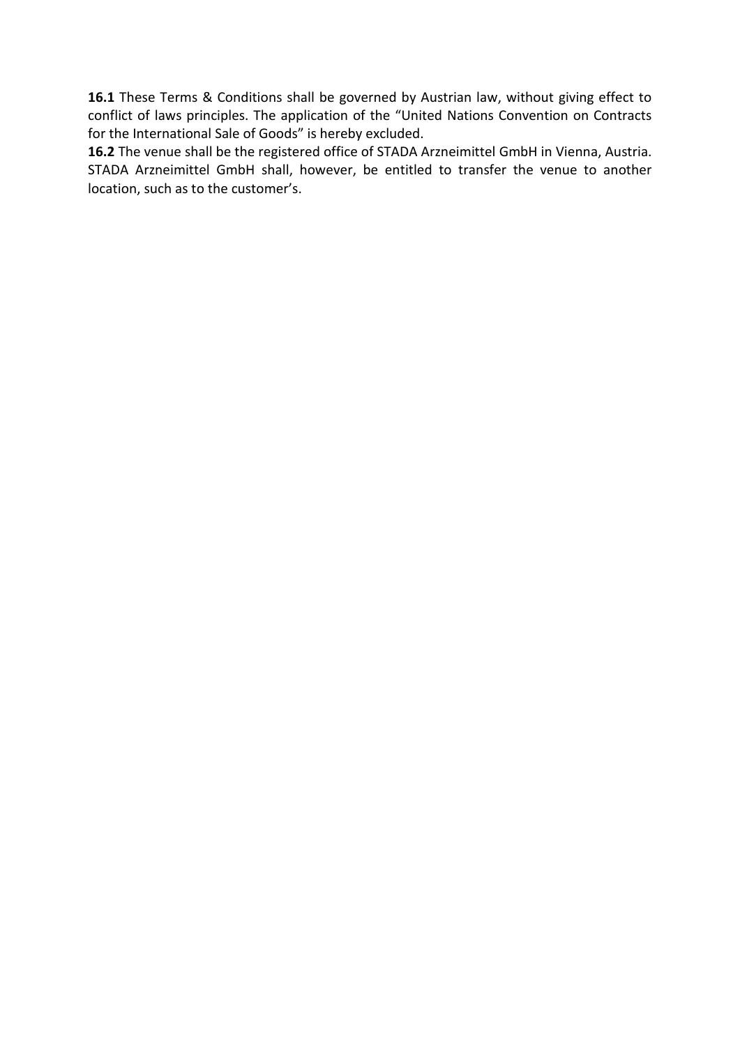**16.1** These Terms & Conditions shall be governed by Austrian law, without giving effect to conflict of laws principles. The application of the "United Nations Convention on Contracts for the International Sale of Goods" is hereby excluded.

**16.2** The venue shall be the registered office of STADA Arzneimittel GmbH in Vienna, Austria. STADA Arzneimittel GmbH shall, however, be entitled to transfer the venue to another location, such as to the customer's.